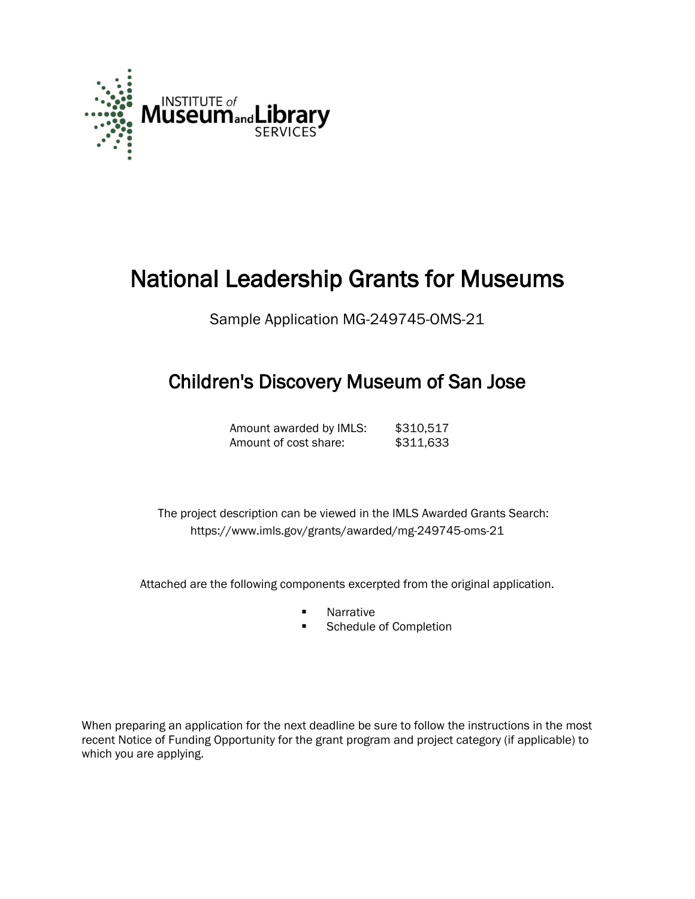INSTITUTE of Museum and Library SERVICES

# National Leadership Grants for Museums

Sample Application MG-249745-OMS-21

## Children's Discovery Museum of San Jose

Amount awarded by IMLS: $310,517
Amount of cost share: $311,633

The project description can be viewed in the IMLS Awarded Grants Search:
https://www.imls.gov/grants/awarded/mg-249745-oms-21

Attached are the following components excerpted from the original application.

- Narrative
- Schedule of Completion

When preparing an application for the next deadline be sure to follow the instructions in the most recent Notice of Funding Opportunity for the grant program and project category (if applicable) to which you are applying.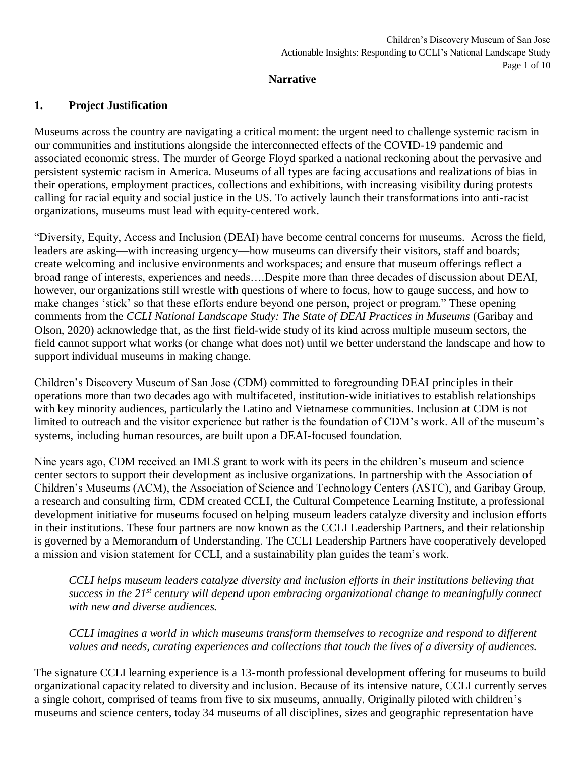**Narrative**

## 1. Project Justification

Museums across the country are navigating a critical moment: the urgent need to challenge systemic racism in our communities and institutions alongside the interconnected effects of the COVID-19 pandemic and associated economic stress. The murder of George Floyd sparked a national reckoning about the pervasive and persistent systemic racism in America. Museums of all types are facing accusations and realizations of bias in their operations, employment practices, collections and exhibitions, with increasing visibility during protests calling for racial equity and social justice in the US. To actively launch their transformations into anti-racist organizations, museums must lead with equity-centered work.

"Diversity, Equity, Access and Inclusion (DEAI) have become central concerns for museums. Across the field, leaders are asking—with increasing urgency—how museums can diversify their visitors, staff and boards; create welcoming and inclusive environments and workspaces; and ensure that museum offerings reflect a broad range of interests, experiences and needs….Despite more than three decades of discussion about DEAI, however, our organizations still wrestle with questions of where to focus, how to gauge success, and how to make changes 'stick' so that these efforts endure beyond one person, project or program." These opening comments from the *CCLI National Landscape Study: The State of DEAI Practices in Museums* (Garibay and Olson, 2020) acknowledge that, as the first field-wide study of its kind across multiple museum sectors, the field cannot support what works (or change what does not) until we better understand the landscape and how to support individual museums in making change.

Children's Discovery Museum of San Jose (CDM) committed to foregrounding DEAI principles in their operations more than two decades ago with multifaceted, institution-wide initiatives to establish relationships with key minority audiences, particularly the Latino and Vietnamese communities. Inclusion at CDM is not limited to outreach and the visitor experience but rather is the foundation of CDM's work. All of the museum's systems, including human resources, are built upon a DEAI-focused foundation.

Nine years ago, CDM received an IMLS grant to work with its peers in the children's museum and science center sectors to support their development as inclusive organizations. In partnership with the Association of Children's Museums (ACM), the Association of Science and Technology Centers (ASTC), and Garibay Group, a research and consulting firm, CDM created CCLI, the Cultural Competence Learning Institute, a professional development initiative for museums focused on helping museum leaders catalyze diversity and inclusion efforts in their institutions. These four partners are now known as the CCLI Leadership Partners, and their relationship is governed by a Memorandum of Understanding. The CCLI Leadership Partners have cooperatively developed a mission and vision statement for CCLI, and a sustainability plan guides the team's work.

> *CCLI helps museum leaders catalyze diversity and inclusion efforts in their institutions believing that success in the 21st century will depend upon embracing organizational change to meaningfully connect with new and diverse audiences.*
>
> *CCLI imagines a world in which museums transform themselves to recognize and respond to different values and needs, curating experiences and collections that touch the lives of a diversity of audiences.*

The signature CCLI learning experience is a 13-month professional development offering for museums to build organizational capacity related to diversity and inclusion. Because of its intensive nature, CCLI currently serves a single cohort, comprised of teams from five to six museums, annually. Originally piloted with children's museums and science centers, today 34 museums of all disciplines, sizes and geographic representation have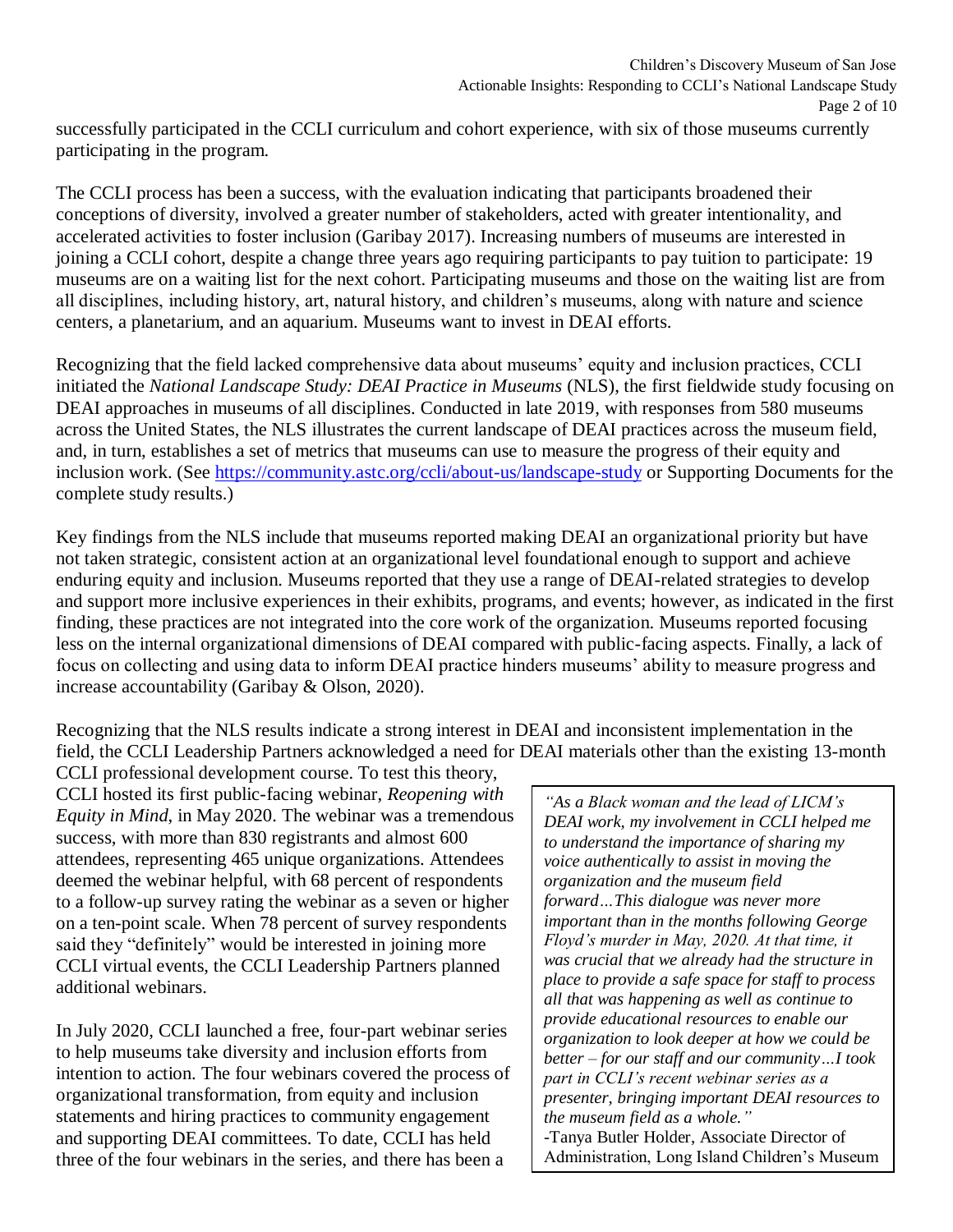successfully participated in the CCLI curriculum and cohort experience, with six of those museums currently participating in the program.

The CCLI process has been a success, with the evaluation indicating that participants broadened their conceptions of diversity, involved a greater number of stakeholders, acted with greater intentionality, and accelerated activities to foster inclusion (Garibay 2017). Increasing numbers of museums are interested in joining a CCLI cohort, despite a change three years ago requiring participants to pay tuition to participate: 19 museums are on a waiting list for the next cohort. Participating museums and those on the waiting list are from all disciplines, including history, art, natural history, and children's museums, along with nature and science centers, a planetarium, and an aquarium. Museums want to invest in DEAI efforts.

Recognizing that the field lacked comprehensive data about museums' equity and inclusion practices, CCLI initiated the *National Landscape Study: DEAI Practice in Museums* (NLS), the first fieldwide study focusing on DEAI approaches in museums of all disciplines. Conducted in late 2019, with responses from 580 museums across the United States, the NLS illustrates the current landscape of DEAI practices across the museum field, and, in turn, establishes a set of metrics that museums can use to measure the progress of their equity and inclusion work. (See https://community.astc.org/ccli/about-us/landscape-study or Supporting Documents for the complete study results.)

Key findings from the NLS include that museums reported making DEAI an organizational priority but have not taken strategic, consistent action at an organizational level foundational enough to support and achieve enduring equity and inclusion. Museums reported that they use a range of DEAI-related strategies to develop and support more inclusive experiences in their exhibits, programs, and events; however, as indicated in the first finding, these practices are not integrated into the core work of the organization. Museums reported focusing less on the internal organizational dimensions of DEAI compared with public-facing aspects. Finally, a lack of focus on collecting and using data to inform DEAI practice hinders museums' ability to measure progress and increase accountability (Garibay & Olson, 2020).

Recognizing that the NLS results indicate a strong interest in DEAI and inconsistent implementation in the field, the CCLI Leadership Partners acknowledged a need for DEAI materials other than the existing 13-month CCLI professional development course. To test this theory, CCLI hosted its first public-facing webinar, *Reopening with Equity in Mind*, in May 2020. The webinar was a tremendous success, with more than 830 registrants and almost 600 attendees, representing 465 unique organizations. Attendees deemed the webinar helpful, with 68 percent of respondents to a follow-up survey rating the webinar as a seven or higher on a ten-point scale. When 78 percent of survey respondents said they "definitely" would be interested in joining more CCLI virtual events, the CCLI Leadership Partners planned additional webinars.

In July 2020, CCLI launched a free, four-part webinar series to help museums take diversity and inclusion efforts from intention to action. The four webinars covered the process of organizational transformation, from equity and inclusion statements and hiring practices to community engagement and supporting DEAI committees. To date, CCLI has held three of the four webinars in the series, and there has been a

> *"As a Black woman and the lead of LICM's DEAI work, my involvement in CCLI helped me to understand the importance of sharing my voice authentically to assist in moving the organization and the museum field forward…This dialogue was never more important than in the months following George Floyd's murder in May, 2020. At that time, it was crucial that we already had the structure in place to provide a safe space for staff to process all that was happening as well as continue to provide educational resources to enable our organization to look deeper at how we could be better – for our staff and our community…I took part in CCLI's recent webinar series as a presenter, bringing important DEAI resources to the museum field as a whole."*
> -Tanya Butler Holder, Associate Director of Administration, Long Island Children's Museum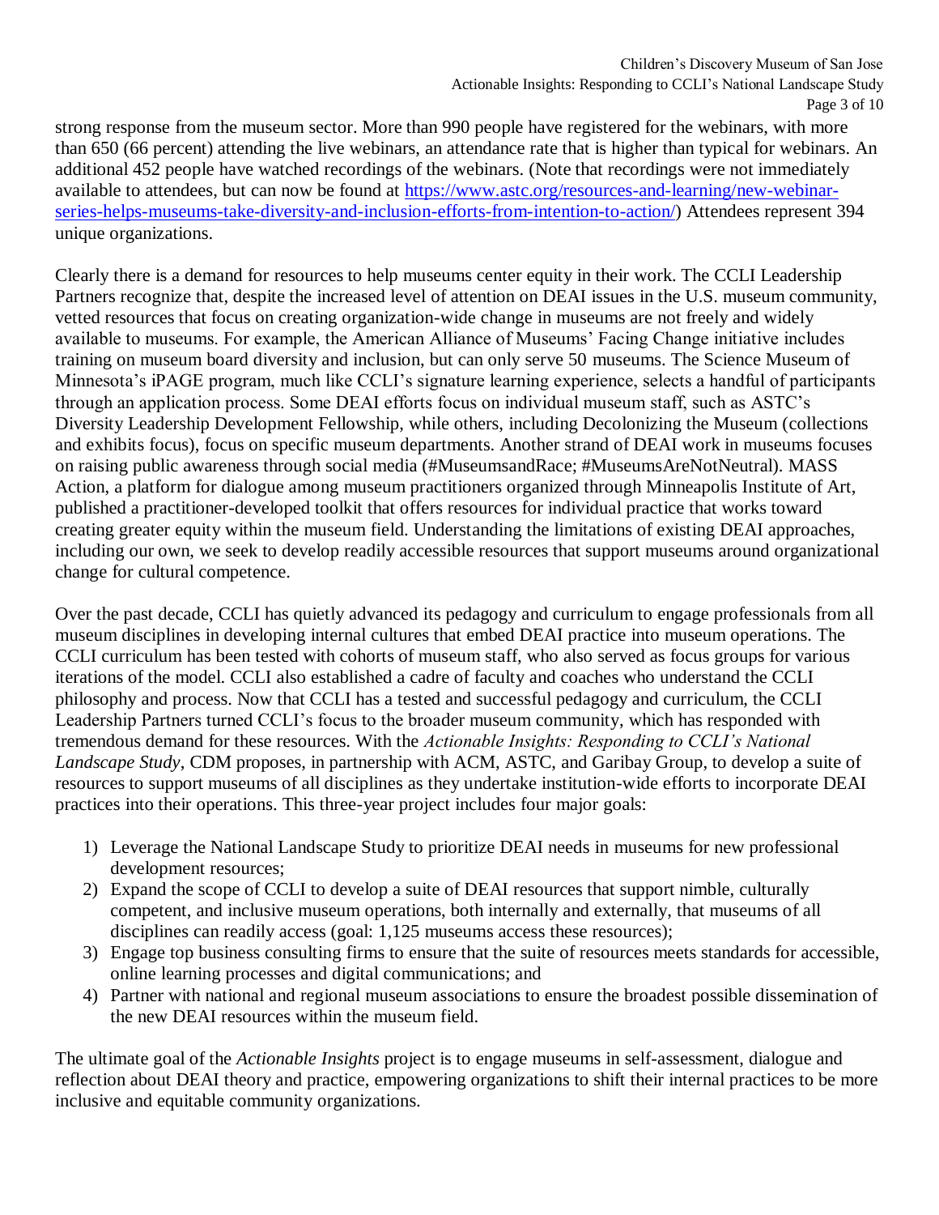strong response from the museum sector. More than 990 people have registered for the webinars, with more than 650 (66 percent) attending the live webinars, an attendance rate that is higher than typical for webinars. An additional 452 people have watched recordings of the webinars. (Note that recordings were not immediately available to attendees, but can now be found at [https://www.astc.org/resources-and-learning/new-webinar-series-helps-museums-take-diversity-and-inclusion-efforts-from-intention-to-action/](https://www.astc.org/resources-and-learning/new-webinar-series-helps-museums-take-diversity-and-inclusion-efforts-from-intention-to-action/)) Attendees represent 394 unique organizations.

Clearly there is a demand for resources to help museums center equity in their work. The CCLI Leadership Partners recognize that, despite the increased level of attention on DEAI issues in the U.S. museum community, vetted resources that focus on creating organization-wide change in museums are not freely and widely available to museums. For example, the American Alliance of Museums' Facing Change initiative includes training on museum board diversity and inclusion, but can only serve 50 museums. The Science Museum of Minnesota's iPAGE program, much like CCLI's signature learning experience, selects a handful of participants through an application process. Some DEAI efforts focus on individual museum staff, such as ASTC's Diversity Leadership Development Fellowship, while others, including Decolonizing the Museum (collections and exhibits focus), focus on specific museum departments. Another strand of DEAI work in museums focuses on raising public awareness through social media (#MuseumsandRace; #MuseumsAreNotNeutral). MASS Action, a platform for dialogue among museum practitioners organized through Minneapolis Institute of Art, published a practitioner-developed toolkit that offers resources for individual practice that works toward creating greater equity within the museum field. Understanding the limitations of existing DEAI approaches, including our own, we seek to develop readily accessible resources that support museums around organizational change for cultural competence.

Over the past decade, CCLI has quietly advanced its pedagogy and curriculum to engage professionals from all museum disciplines in developing internal cultures that embed DEAI practice into museum operations. The CCLI curriculum has been tested with cohorts of museum staff, who also served as focus groups for various iterations of the model. CCLI also established a cadre of faculty and coaches who understand the CCLI philosophy and process. Now that CCLI has a tested and successful pedagogy and curriculum, the CCLI Leadership Partners turned CCLI's focus to the broader museum community, which has responded with tremendous demand for these resources. With the *Actionable Insights: Responding to CCLI's National Landscape Study*, CDM proposes, in partnership with ACM, ASTC, and Garibay Group, to develop a suite of resources to support museums of all disciplines as they undertake institution-wide efforts to incorporate DEAI practices into their operations. This three-year project includes four major goals:

1) Leverage the National Landscape Study to prioritize DEAI needs in museums for new professional development resources;
2) Expand the scope of CCLI to develop a suite of DEAI resources that support nimble, culturally competent, and inclusive museum operations, both internally and externally, that museums of all disciplines can readily access (goal: 1,125 museums access these resources);
3) Engage top business consulting firms to ensure that the suite of resources meets standards for accessible, online learning processes and digital communications; and
4) Partner with national and regional museum associations to ensure the broadest possible dissemination of the new DEAI resources within the museum field.

The ultimate goal of the *Actionable Insights* project is to engage museums in self-assessment, dialogue and reflection about DEAI theory and practice, empowering organizations to shift their internal practices to be more inclusive and equitable community organizations.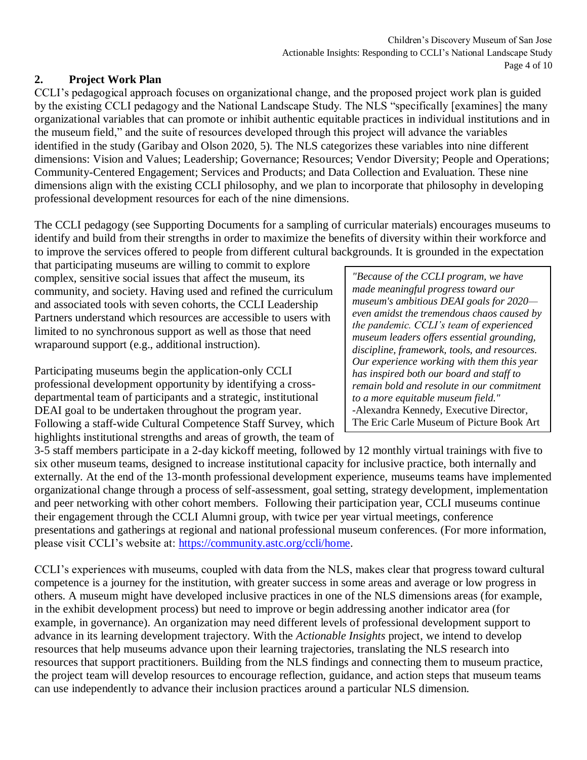## 2. Project Work Plan

CCLI's pedagogical approach focuses on organizational change, and the proposed project work plan is guided by the existing CCLI pedagogy and the National Landscape Study. The NLS "specifically [examines] the many organizational variables that can promote or inhibit authentic equitable practices in individual institutions and in the museum field," and the suite of resources developed through this project will advance the variables identified in the study (Garibay and Olson 2020, 5). The NLS categorizes these variables into nine different dimensions: Vision and Values; Leadership; Governance; Resources; Vendor Diversity; People and Operations; Community-Centered Engagement; Services and Products; and Data Collection and Evaluation. These nine dimensions align with the existing CCLI philosophy, and we plan to incorporate that philosophy in developing professional development resources for each of the nine dimensions.

The CCLI pedagogy (see Supporting Documents for a sampling of curricular materials) encourages museums to identify and build from their strengths in order to maximize the benefits of diversity within their workforce and to improve the services offered to people from different cultural backgrounds. It is grounded in the expectation that participating museums are willing to commit to explore complex, sensitive social issues that affect the museum, its community, and society. Having used and refined the curriculum and associated tools with seven cohorts, the CCLI Leadership Partners understand which resources are accessible to users with limited to no synchronous support as well as those that need wraparound support (e.g., additional instruction).

> *"Because of the CCLI program, we have made meaningful progress toward our museum's ambitious DEAI goals for 2020—even amidst the tremendous chaos caused by the pandemic. CCLI's team of experienced museum leaders offers essential grounding, discipline, framework, tools, and resources. Our experience working with them this year has inspired both our board and staff to remain bold and resolute in our commitment to a more equitable museum field."*
> -Alexandra Kennedy, Executive Director, The Eric Carle Museum of Picture Book Art

Participating museums begin the application-only CCLI professional development opportunity by identifying a cross-departmental team of participants and a strategic, institutional DEAI goal to be undertaken throughout the program year. Following a staff-wide Cultural Competence Staff Survey, which highlights institutional strengths and areas of growth, the team of 3-5 staff members participate in a 2-day kickoff meeting, followed by 12 monthly virtual trainings with five to six other museum teams, designed to increase institutional capacity for inclusive practice, both internally and externally. At the end of the 13-month professional development experience, museums teams have implemented organizational change through a process of self-assessment, goal setting, strategy development, implementation and peer networking with other cohort members. Following their participation year, CCLI museums continue their engagement through the CCLI Alumni group, with twice per year virtual meetings, conference presentations and gatherings at regional and national professional museum conferences. (For more information, please visit CCLI's website at: https://community.astc.org/ccli/home.

CCLI's experiences with museums, coupled with data from the NLS, makes clear that progress toward cultural competence is a journey for the institution, with greater success in some areas and average or low progress in others. A museum might have developed inclusive practices in one of the NLS dimensions areas (for example, in the exhibit development process) but need to improve or begin addressing another indicator area (for example, in governance). An organization may need different levels of professional development support to advance in its learning development trajectory. With the *Actionable Insights* project, we intend to develop resources that help museums advance upon their learning trajectories, translating the NLS research into resources that support practitioners. Building from the NLS findings and connecting them to museum practice, the project team will develop resources to encourage reflection, guidance, and action steps that museum teams can use independently to advance their inclusion practices around a particular NLS dimension.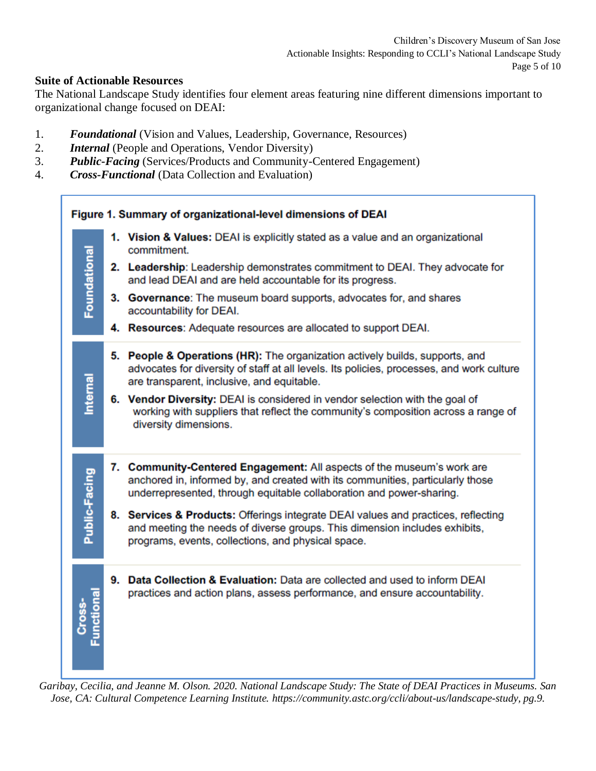**Suite of Actionable Resources**

The National Landscape Study identifies four element areas featuring nine different dimensions important to organizational change focused on DEAI:

1. ***Foundational*** (Vision and Values, Leadership, Governance, Resources)
2. ***Internal*** (People and Operations, Vendor Diversity)
3. ***Public-Facing*** (Services/Products and Community-Centered Engagement)
4. ***Cross-Functional*** (Data Collection and Evaluation)

**Figure 1. Summary of organizational-level dimensions of DEAI**

| Element | Dimensions |
| --- | --- |
| **Foundational** | 1. **Vision & Values:** DEAI is explicitly stated as a value and an organizational commitment.<br>2. **Leadership**: Leadership demonstrates commitment to DEAI. They advocate for and lead DEAI and are held accountable for its progress.<br>3. **Governance**: The museum board supports, advocates for, and shares accountability for DEAI.<br>4. **Resources**: Adequate resources are allocated to support DEAI. |
| **Internal** | 5. **People & Operations (HR):** The organization actively builds, supports, and advocates for diversity of staff at all levels. Its policies, processes, and work culture are transparent, inclusive, and equitable.<br>6. **Vendor Diversity:** DEAI is considered in vendor selection with the goal of working with suppliers that reflect the community's composition across a range of diversity dimensions. |
| **Public-Facing** | 7. **Community-Centered Engagement:** All aspects of the museum's work are anchored in, informed by, and created with its communities, particularly those underrepresented, through equitable collaboration and power-sharing.<br>8. **Services & Products:** Offerings integrate DEAI values and practices, reflecting and meeting the needs of diverse groups. This dimension includes exhibits, programs, events, collections, and physical space. |
| **Cross-Functional** | 9. **Data Collection & Evaluation:** Data are collected and used to inform DEAI practices and action plans, assess performance, and ensure accountability. |

*Garibay, Cecilia, and Jeanne M. Olson. 2020. National Landscape Study: The State of DEAI Practices in Museums. San Jose, CA: Cultural Competence Learning Institute. https://community.astc.org/ccli/about-us/landscape-study, pg.9.*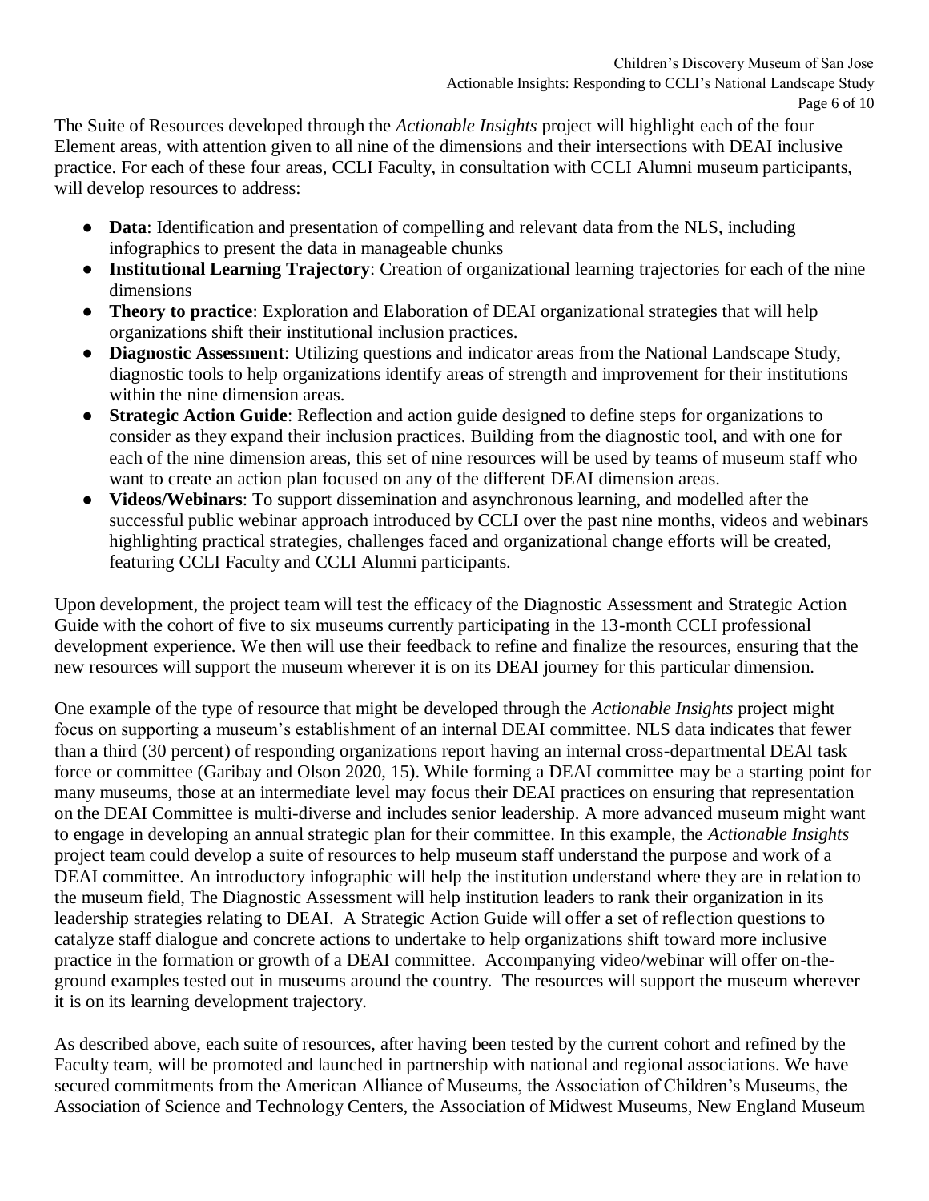The Suite of Resources developed through the *Actionable Insights* project will highlight each of the four Element areas, with attention given to all nine of the dimensions and their intersections with DEAI inclusive practice. For each of these four areas, CCLI Faculty, in consultation with CCLI Alumni museum participants, will develop resources to address:

- **Data**: Identification and presentation of compelling and relevant data from the NLS, including infographics to present the data in manageable chunks
- **Institutional Learning Trajectory**: Creation of organizational learning trajectories for each of the nine dimensions
- **Theory to practice**: Exploration and Elaboration of DEAI organizational strategies that will help organizations shift their institutional inclusion practices.
- **Diagnostic Assessment**: Utilizing questions and indicator areas from the National Landscape Study, diagnostic tools to help organizations identify areas of strength and improvement for their institutions within the nine dimension areas.
- **Strategic Action Guide**: Reflection and action guide designed to define steps for organizations to consider as they expand their inclusion practices. Building from the diagnostic tool, and with one for each of the nine dimension areas, this set of nine resources will be used by teams of museum staff who want to create an action plan focused on any of the different DEAI dimension areas.
- **Videos/Webinars**: To support dissemination and asynchronous learning, and modelled after the successful public webinar approach introduced by CCLI over the past nine months, videos and webinars highlighting practical strategies, challenges faced and organizational change efforts will be created, featuring CCLI Faculty and CCLI Alumni participants.

Upon development, the project team will test the efficacy of the Diagnostic Assessment and Strategic Action Guide with the cohort of five to six museums currently participating in the 13-month CCLI professional development experience. We then will use their feedback to refine and finalize the resources, ensuring that the new resources will support the museum wherever it is on its DEAI journey for this particular dimension.

One example of the type of resource that might be developed through the *Actionable Insights* project might focus on supporting a museum's establishment of an internal DEAI committee. NLS data indicates that fewer than a third (30 percent) of responding organizations report having an internal cross-departmental DEAI task force or committee (Garibay and Olson 2020, 15). While forming a DEAI committee may be a starting point for many museums, those at an intermediate level may focus their DEAI practices on ensuring that representation on the DEAI Committee is multi-diverse and includes senior leadership. A more advanced museum might want to engage in developing an annual strategic plan for their committee. In this example, the *Actionable Insights* project team could develop a suite of resources to help museum staff understand the purpose and work of a DEAI committee. An introductory infographic will help the institution understand where they are in relation to the museum field, The Diagnostic Assessment will help institution leaders to rank their organization in its leadership strategies relating to DEAI. A Strategic Action Guide will offer a set of reflection questions to catalyze staff dialogue and concrete actions to undertake to help organizations shift toward more inclusive practice in the formation or growth of a DEAI committee. Accompanying video/webinar will offer on-the-ground examples tested out in museums around the country. The resources will support the museum wherever it is on its learning development trajectory.

As described above, each suite of resources, after having been tested by the current cohort and refined by the Faculty team, will be promoted and launched in partnership with national and regional associations. We have secured commitments from the American Alliance of Museums, the Association of Children's Museums, the Association of Science and Technology Centers, the Association of Midwest Museums, New England Museum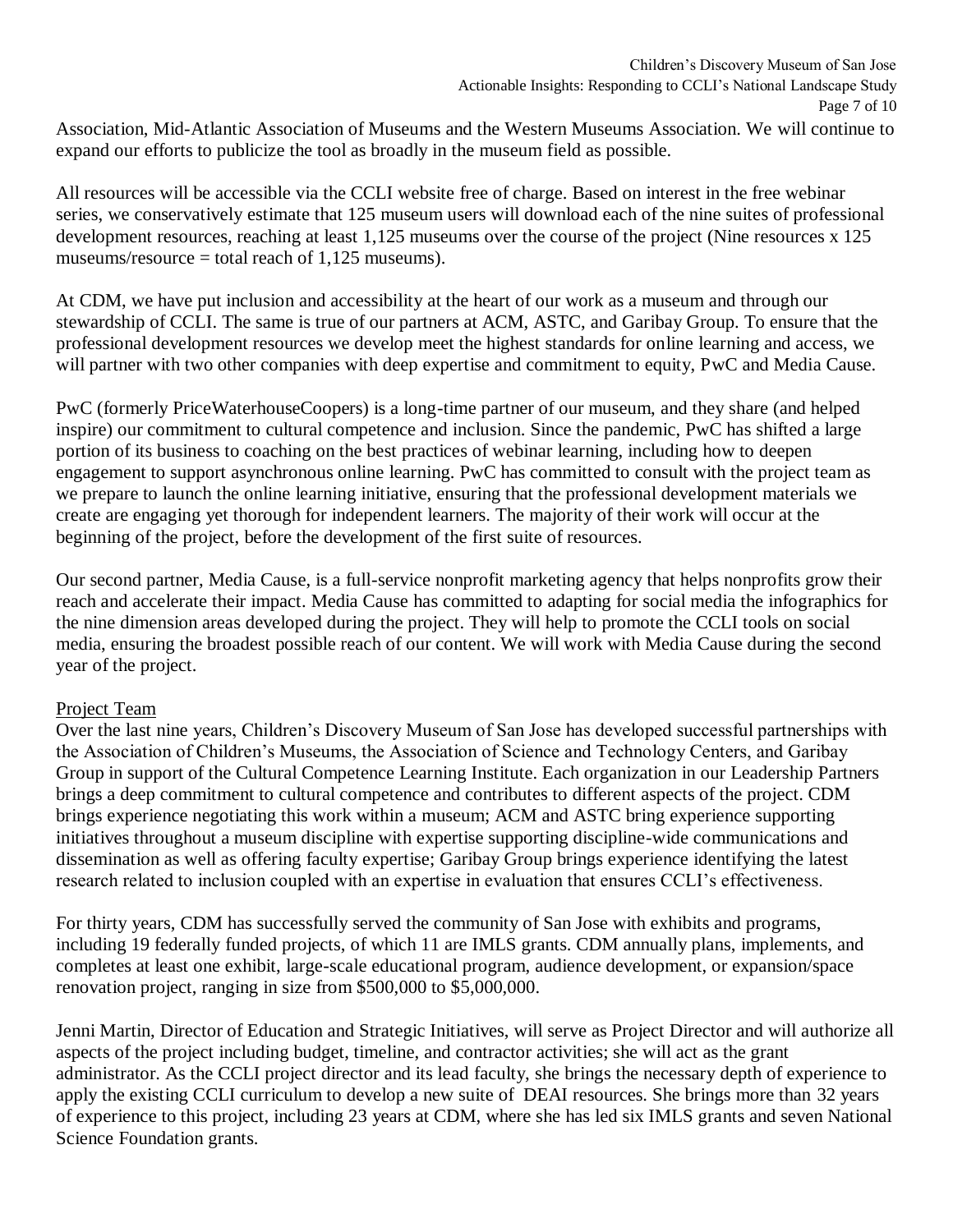Association, Mid-Atlantic Association of Museums and the Western Museums Association. We will continue to expand our efforts to publicize the tool as broadly in the museum field as possible.

All resources will be accessible via the CCLI website free of charge. Based on interest in the free webinar series, we conservatively estimate that 125 museum users will download each of the nine suites of professional development resources, reaching at least 1,125 museums over the course of the project (Nine resources x 125 museums/resource = total reach of 1,125 museums).

At CDM, we have put inclusion and accessibility at the heart of our work as a museum and through our stewardship of CCLI. The same is true of our partners at ACM, ASTC, and Garibay Group. To ensure that the professional development resources we develop meet the highest standards for online learning and access, we will partner with two other companies with deep expertise and commitment to equity, PwC and Media Cause.

PwC (formerly PriceWaterhouseCoopers) is a long-time partner of our museum, and they share (and helped inspire) our commitment to cultural competence and inclusion. Since the pandemic, PwC has shifted a large portion of its business to coaching on the best practices of webinar learning, including how to deepen engagement to support asynchronous online learning. PwC has committed to consult with the project team as we prepare to launch the online learning initiative, ensuring that the professional development materials we create are engaging yet thorough for independent learners. The majority of their work will occur at the beginning of the project, before the development of the first suite of resources.

Our second partner, Media Cause, is a full-service nonprofit marketing agency that helps nonprofits grow their reach and accelerate their impact. Media Cause has committed to adapting for social media the infographics for the nine dimension areas developed during the project. They will help to promote the CCLI tools on social media, ensuring the broadest possible reach of our content. We will work with Media Cause during the second year of the project.

## Project Team

Over the last nine years, Children's Discovery Museum of San Jose has developed successful partnerships with the Association of Children's Museums, the Association of Science and Technology Centers, and Garibay Group in support of the Cultural Competence Learning Institute. Each organization in our Leadership Partners brings a deep commitment to cultural competence and contributes to different aspects of the project. CDM brings experience negotiating this work within a museum; ACM and ASTC bring experience supporting initiatives throughout a museum discipline with expertise supporting discipline-wide communications and dissemination as well as offering faculty expertise; Garibay Group brings experience identifying the latest research related to inclusion coupled with an expertise in evaluation that ensures CCLI's effectiveness.

For thirty years, CDM has successfully served the community of San Jose with exhibits and programs, including 19 federally funded projects, of which 11 are IMLS grants. CDM annually plans, implements, and completes at least one exhibit, large-scale educational program, audience development, or expansion/space renovation project, ranging in size from $500,000 to $5,000,000.

Jenni Martin, Director of Education and Strategic Initiatives, will serve as Project Director and will authorize all aspects of the project including budget, timeline, and contractor activities; she will act as the grant administrator. As the CCLI project director and its lead faculty, she brings the necessary depth of experience to apply the existing CCLI curriculum to develop a new suite of DEAI resources. She brings more than 32 years of experience to this project, including 23 years at CDM, where she has led six IMLS grants and seven National Science Foundation grants.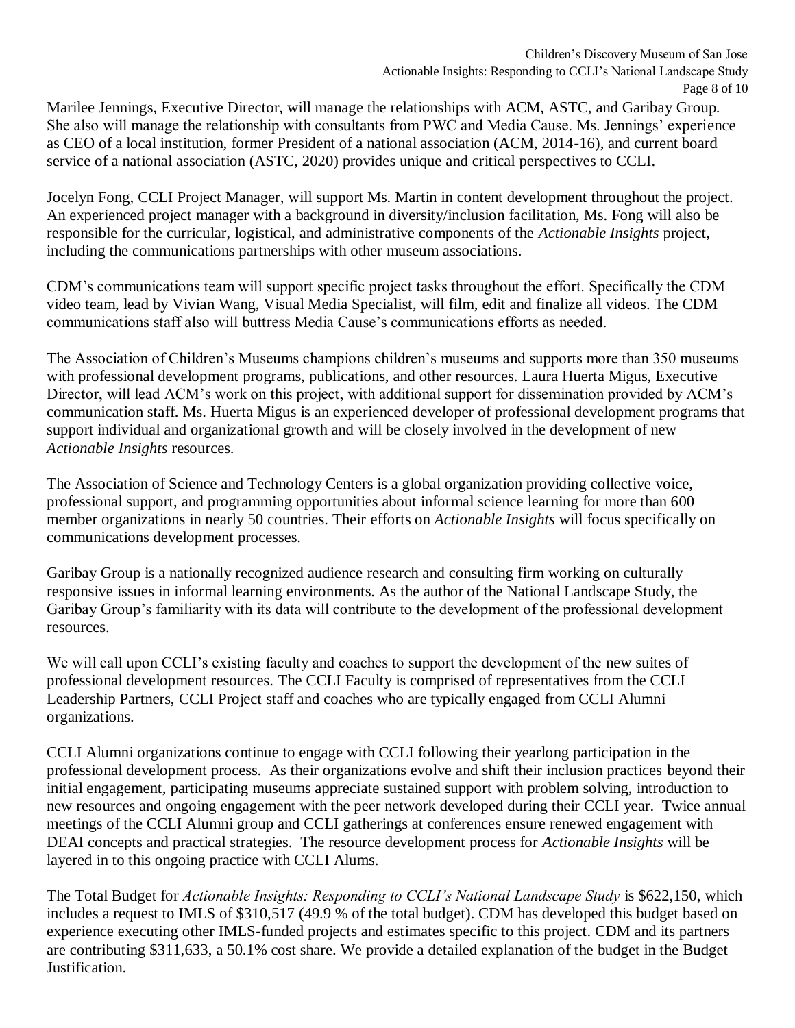Marilee Jennings, Executive Director, will manage the relationships with ACM, ASTC, and Garibay Group. She also will manage the relationship with consultants from PWC and Media Cause. Ms. Jennings' experience as CEO of a local institution, former President of a national association (ACM, 2014-16), and current board service of a national association (ASTC, 2020) provides unique and critical perspectives to CCLI.

Jocelyn Fong, CCLI Project Manager, will support Ms. Martin in content development throughout the project. An experienced project manager with a background in diversity/inclusion facilitation, Ms. Fong will also be responsible for the curricular, logistical, and administrative components of the *Actionable Insights* project, including the communications partnerships with other museum associations.

CDM's communications team will support specific project tasks throughout the effort. Specifically the CDM video team, lead by Vivian Wang, Visual Media Specialist, will film, edit and finalize all videos. The CDM communications staff also will buttress Media Cause's communications efforts as needed.

The Association of Children's Museums champions children's museums and supports more than 350 museums with professional development programs, publications, and other resources. Laura Huerta Migus, Executive Director, will lead ACM's work on this project, with additional support for dissemination provided by ACM's communication staff. Ms. Huerta Migus is an experienced developer of professional development programs that support individual and organizational growth and will be closely involved in the development of new *Actionable Insights* resources.

The Association of Science and Technology Centers is a global organization providing collective voice, professional support, and programming opportunities about informal science learning for more than 600 member organizations in nearly 50 countries. Their efforts on *Actionable Insights* will focus specifically on communications development processes.

Garibay Group is a nationally recognized audience research and consulting firm working on culturally responsive issues in informal learning environments. As the author of the National Landscape Study, the Garibay Group's familiarity with its data will contribute to the development of the professional development resources.

We will call upon CCLI's existing faculty and coaches to support the development of the new suites of professional development resources. The CCLI Faculty is comprised of representatives from the CCLI Leadership Partners, CCLI Project staff and coaches who are typically engaged from CCLI Alumni organizations.

CCLI Alumni organizations continue to engage with CCLI following their yearlong participation in the professional development process. As their organizations evolve and shift their inclusion practices beyond their initial engagement, participating museums appreciate sustained support with problem solving, introduction to new resources and ongoing engagement with the peer network developed during their CCLI year. Twice annual meetings of the CCLI Alumni group and CCLI gatherings at conferences ensure renewed engagement with DEAI concepts and practical strategies. The resource development process for *Actionable Insights* will be layered in to this ongoing practice with CCLI Alums.

The Total Budget for *Actionable Insights: Responding to CCLI's National Landscape Study* is \$622,150, which includes a request to IMLS of \$310,517 (49.9 % of the total budget). CDM has developed this budget based on experience executing other IMLS-funded projects and estimates specific to this project. CDM and its partners are contributing \$311,633, a 50.1% cost share. We provide a detailed explanation of the budget in the Budget Justification.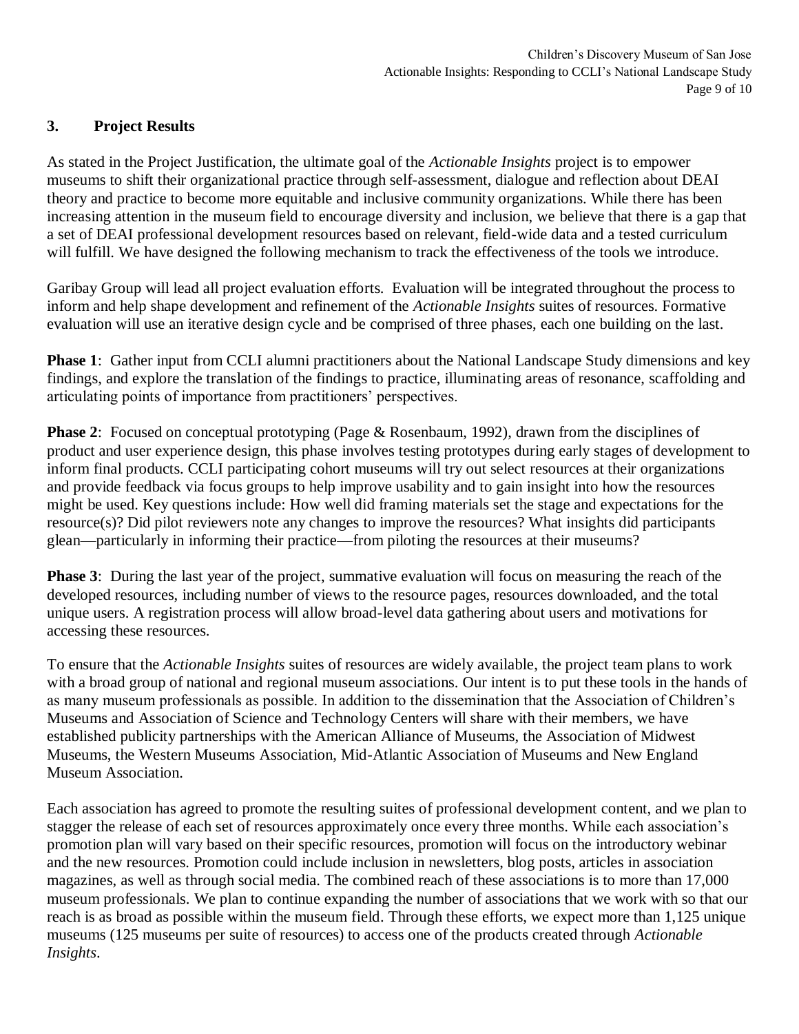## 3. Project Results

As stated in the Project Justification, the ultimate goal of the *Actionable Insights* project is to empower museums to shift their organizational practice through self-assessment, dialogue and reflection about DEAI theory and practice to become more equitable and inclusive community organizations. While there has been increasing attention in the museum field to encourage diversity and inclusion, we believe that there is a gap that a set of DEAI professional development resources based on relevant, field-wide data and a tested curriculum will fulfill. We have designed the following mechanism to track the effectiveness of the tools we introduce.

Garibay Group will lead all project evaluation efforts. Evaluation will be integrated throughout the process to inform and help shape development and refinement of the *Actionable Insights* suites of resources. Formative evaluation will use an iterative design cycle and be comprised of three phases, each one building on the last.

**Phase 1**: Gather input from CCLI alumni practitioners about the National Landscape Study dimensions and key findings, and explore the translation of the findings to practice, illuminating areas of resonance, scaffolding and articulating points of importance from practitioners' perspectives.

**Phase 2**: Focused on conceptual prototyping (Page & Rosenbaum, 1992), drawn from the disciplines of product and user experience design, this phase involves testing prototypes during early stages of development to inform final products. CCLI participating cohort museums will try out select resources at their organizations and provide feedback via focus groups to help improve usability and to gain insight into how the resources might be used. Key questions include: How well did framing materials set the stage and expectations for the resource(s)? Did pilot reviewers note any changes to improve the resources? What insights did participants glean—particularly in informing their practice—from piloting the resources at their museums?

**Phase 3**: During the last year of the project, summative evaluation will focus on measuring the reach of the developed resources, including number of views to the resource pages, resources downloaded, and the total unique users. A registration process will allow broad-level data gathering about users and motivations for accessing these resources.

To ensure that the *Actionable Insights* suites of resources are widely available, the project team plans to work with a broad group of national and regional museum associations. Our intent is to put these tools in the hands of as many museum professionals as possible. In addition to the dissemination that the Association of Children's Museums and Association of Science and Technology Centers will share with their members, we have established publicity partnerships with the American Alliance of Museums, the Association of Midwest Museums, the Western Museums Association, Mid-Atlantic Association of Museums and New England Museum Association.

Each association has agreed to promote the resulting suites of professional development content, and we plan to stagger the release of each set of resources approximately once every three months. While each association's promotion plan will vary based on their specific resources, promotion will focus on the introductory webinar and the new resources. Promotion could include inclusion in newsletters, blog posts, articles in association magazines, as well as through social media. The combined reach of these associations is to more than 17,000 museum professionals. We plan to continue expanding the number of associations that we work with so that our reach is as broad as possible within the museum field. Through these efforts, we expect more than 1,125 unique museums (125 museums per suite of resources) to access one of the products created through *Actionable Insights*.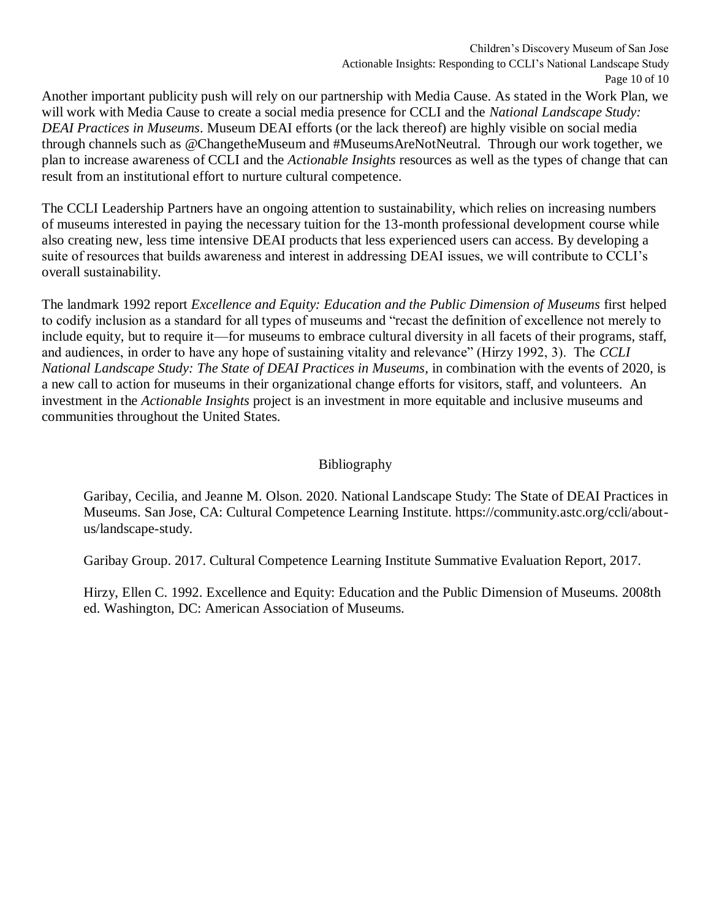Another important publicity push will rely on our partnership with Media Cause. As stated in the Work Plan, we will work with Media Cause to create a social media presence for CCLI and the *National Landscape Study: DEAI Practices in Museums*. Museum DEAI efforts (or the lack thereof) are highly visible on social media through channels such as @ChangetheMuseum and #MuseumsAreNotNeutral. Through our work together, we plan to increase awareness of CCLI and the *Actionable Insights* resources as well as the types of change that can result from an institutional effort to nurture cultural competence.

The CCLI Leadership Partners have an ongoing attention to sustainability, which relies on increasing numbers of museums interested in paying the necessary tuition for the 13-month professional development course while also creating new, less time intensive DEAI products that less experienced users can access. By developing a suite of resources that builds awareness and interest in addressing DEAI issues, we will contribute to CCLI's overall sustainability.

The landmark 1992 report *Excellence and Equity: Education and the Public Dimension of Museums* first helped to codify inclusion as a standard for all types of museums and "recast the definition of excellence not merely to include equity, but to require it—for museums to embrace cultural diversity in all facets of their programs, staff, and audiences, in order to have any hope of sustaining vitality and relevance" (Hirzy 1992, 3). The *CCLI National Landscape Study: The State of DEAI Practices in Museums*, in combination with the events of 2020, is a new call to action for museums in their organizational change efforts for visitors, staff, and volunteers. An investment in the *Actionable Insights* project is an investment in more equitable and inclusive museums and communities throughout the United States.

## Bibliography

Garibay, Cecilia, and Jeanne M. Olson. 2020. National Landscape Study: The State of DEAI Practices in Museums. San Jose, CA: Cultural Competence Learning Institute. https://community.astc.org/ccli/about-us/landscape-study.

Garibay Group. 2017. Cultural Competence Learning Institute Summative Evaluation Report, 2017.

Hirzy, Ellen C. 1992. Excellence and Equity: Education and the Public Dimension of Museums. 2008th ed. Washington, DC: American Association of Museums.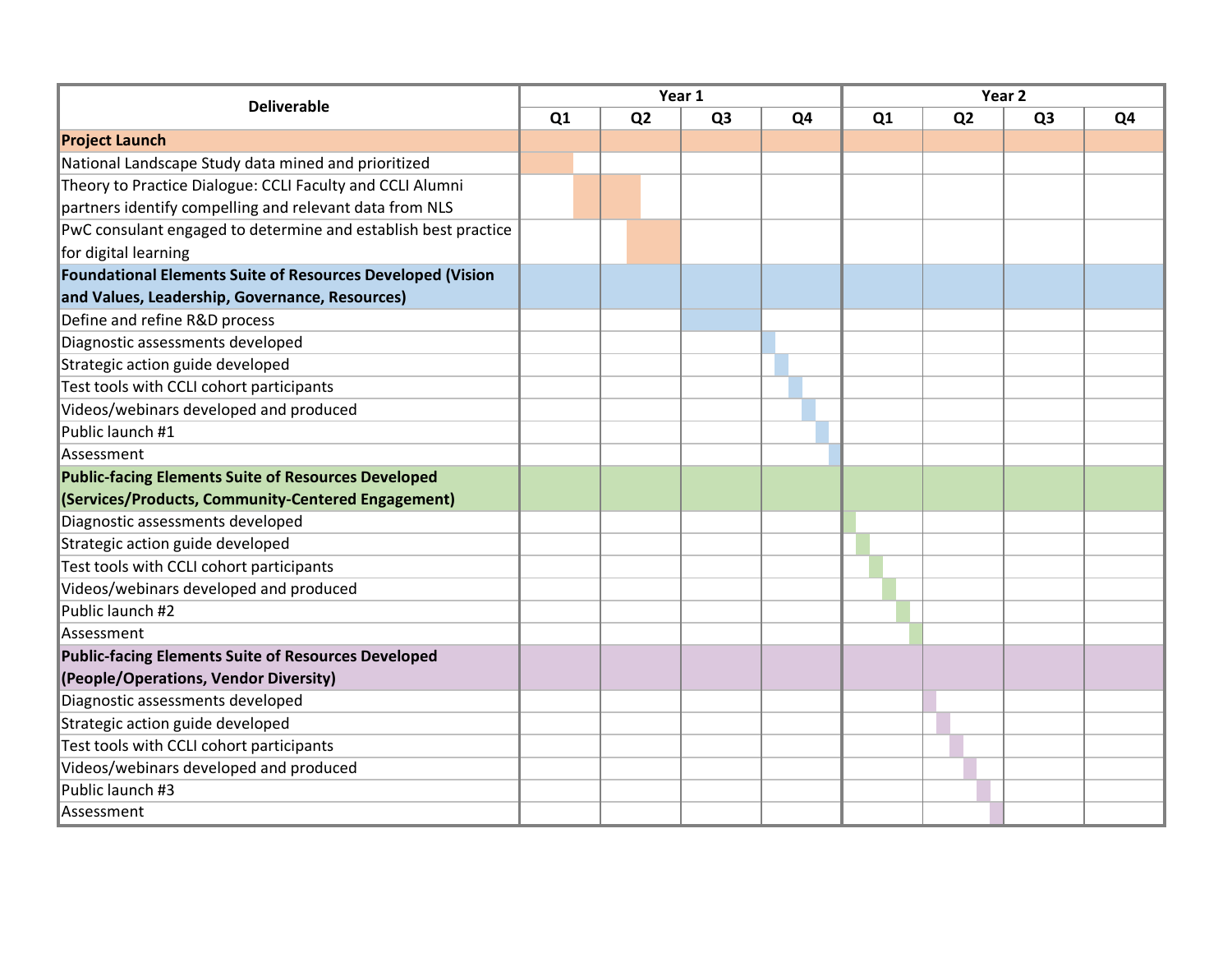| Deliverable | Year 1 | | | | Year 2 | | | |
|---|---|---|---|---|---|---|---|---|
| | Q1 | Q2 | Q3 | Q4 | Q1 | Q2 | Q3 | Q4 |
| **Project Launch** | | | | | | | | |
| National Landscape Study data mined and prioritized | | | | | | | | |
| Theory to Practice Dialogue: CCLI Faculty and CCLI Alumni partners identify compelling and relevant data from NLS | | | | | | | | |
| PwC consulant engaged to determine and establish best practice for digital learning | | | | | | | | |
| **Foundational Elements Suite of Resources Developed (Vision and Values, Leadership, Governance, Resources)** | | | | | | | | |
| Define and refine R&D process | | | | | | | | |
| Diagnostic assessments developed | | | | | | | | |
| Strategic action guide developed | | | | | | | | |
| Test tools with CCLI cohort participants | | | | | | | | |
| Videos/webinars developed and produced | | | | | | | | |
| Public launch #1 | | | | | | | | |
| Assessment | | | | | | | | |
| **Public-facing Elements Suite of Resources Developed (Services/Products, Community-Centered Engagement)** | | | | | | | | |
| Diagnostic assessments developed | | | | | | | | |
| Strategic action guide developed | | | | | | | | |
| Test tools with CCLI cohort participants | | | | | | | | |
| Videos/webinars developed and produced | | | | | | | | |
| Public launch #2 | | | | | | | | |
| Assessment | | | | | | | | |
| **Public-facing Elements Suite of Resources Developed (People/Operations, Vendor Diversity)** | | | | | | | | |
| Diagnostic assessments developed | | | | | | | | |
| Strategic action guide developed | | | | | | | | |
| Test tools with CCLI cohort participants | | | | | | | | |
| Videos/webinars developed and produced | | | | | | | | |
| Public launch #3 | | | | | | | | |
| Assessment | | | | | | | | |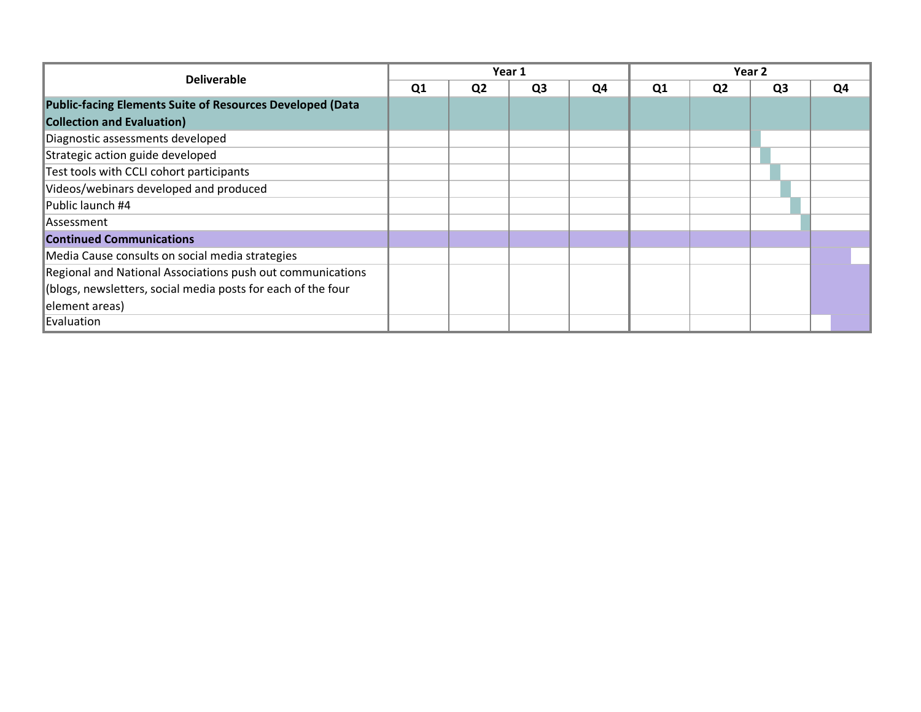| Deliverable | Year 1 | | | | Year 2 | | | |
|---|---|---|---|---|---|---|---|---|
| | Q1 | Q2 | Q3 | Q4 | Q1 | Q2 | Q3 | Q4 |
| **Public-facing Elements Suite of Resources Developed (Data Collection and Evaluation)** | | | | | | | | |
| Diagnostic assessments developed | | | | | | | | |
| Strategic action guide developed | | | | | | | | |
| Test tools with CCLI cohort participants | | | | | | | | |
| Videos/webinars developed and produced | | | | | | | | |
| Public launch #4 | | | | | | | | |
| Assessment | | | | | | | | |
| **Continued Communications** | | | | | | | | |
| Media Cause consults on social media strategies | | | | | | | | |
| Regional and National Associations push out communications (blogs, newsletters, social media posts for each of the four element areas) | | | | | | | | |
| Evaluation | | | | | | | | |